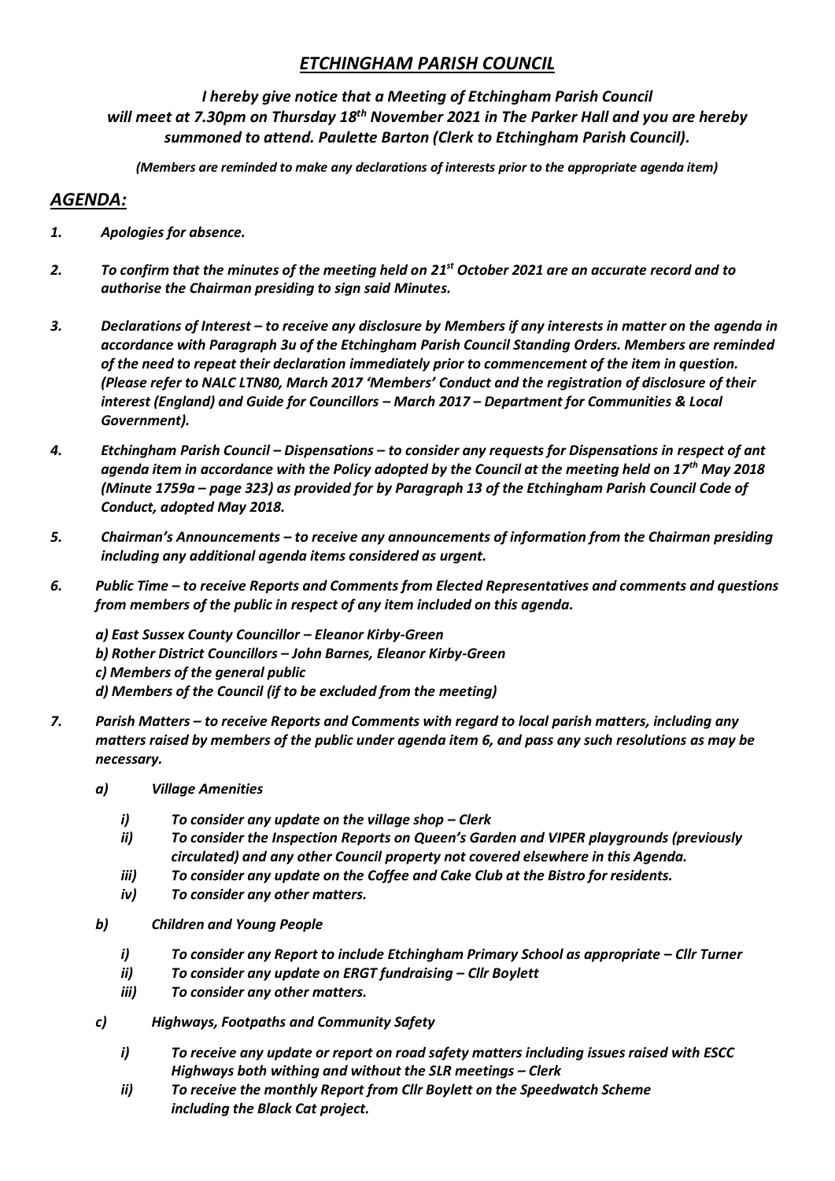# *ETCHINGHAM PARISH COUNCIL*

***I hereby give notice that a Meeting of Etchingham Parish Council will meet at 7.30pm on Thursday 18th November 2021 in The Parker Hall and you are hereby summoned to attend. Paulette Barton (Clerk to Etchingham Parish Council).***

*(Members are reminded to make any declarations of interests prior to the appropriate agenda item)*

## *AGENDA:*

1. ***Apologies for absence.***

2. ***To confirm that the minutes of the meeting held on 21st October 2021 are an accurate record and to authorise the Chairman presiding to sign said Minutes.***

3. ***Declarations of Interest – to receive any disclosure by Members if any interests in matter on the agenda in accordance with Paragraph 3u of the Etchingham Parish Council Standing Orders. Members are reminded of the need to repeat their declaration immediately prior to commencement of the item in question. (Please refer to NALC LTN80, March 2017 'Members' Conduct and the registration of disclosure of their interest (England) and Guide for Councillors – March 2017 – Department for Communities & Local Government).***

4. ***Etchingham Parish Council – Dispensations – to consider any requests for Dispensations in respect of ant agenda item in accordance with the Policy adopted by the Council at the meeting held on 17th May 2018 (Minute 1759a – page 323) as provided for by Paragraph 13 of the Etchingham Parish Council Code of Conduct, adopted May 2018.***

5. ***Chairman's Announcements – to receive any announcements of information from the Chairman presiding including any additional agenda items considered as urgent.***

6. ***Public Time – to receive Reports and Comments from Elected Representatives and comments and questions from members of the public in respect of any item included on this agenda.***

   ***a) East Sussex County Councillor – Eleanor Kirby-Green***
   ***b) Rother District Councillors – John Barnes, Eleanor Kirby-Green***
   ***c) Members of the general public***
   ***d) Members of the Council (if to be excluded from the meeting)***

7. ***Parish Matters – to receive Reports and Comments with regard to local parish matters, including any matters raised by members of the public under agenda item 6, and pass any such resolutions as may be necessary.***

   ***a) Village Amenities***

      ***i) To consider any update on the village shop – Clerk***
      ***ii) To consider the Inspection Reports on Queen's Garden and VIPER playgrounds (previously circulated) and any other Council property not covered elsewhere in this Agenda.***
      ***iii) To consider any update on the Coffee and Cake Club at the Bistro for residents.***
      ***iv) To consider any other matters.***

   ***b) Children and Young People***

      ***i) To consider any Report to include Etchingham Primary School as appropriate – Cllr Turner***
      ***ii) To consider any update on ERGT fundraising – Cllr Boylett***
      ***iii) To consider any other matters.***

   ***c) Highways, Footpaths and Community Safety***

      ***i) To receive any update or report on road safety matters including issues raised with ESCC Highways both withing and without the SLR meetings – Clerk***
      ***ii) To receive the monthly Report from Cllr Boylett on the Speedwatch Scheme including the Black Cat project.***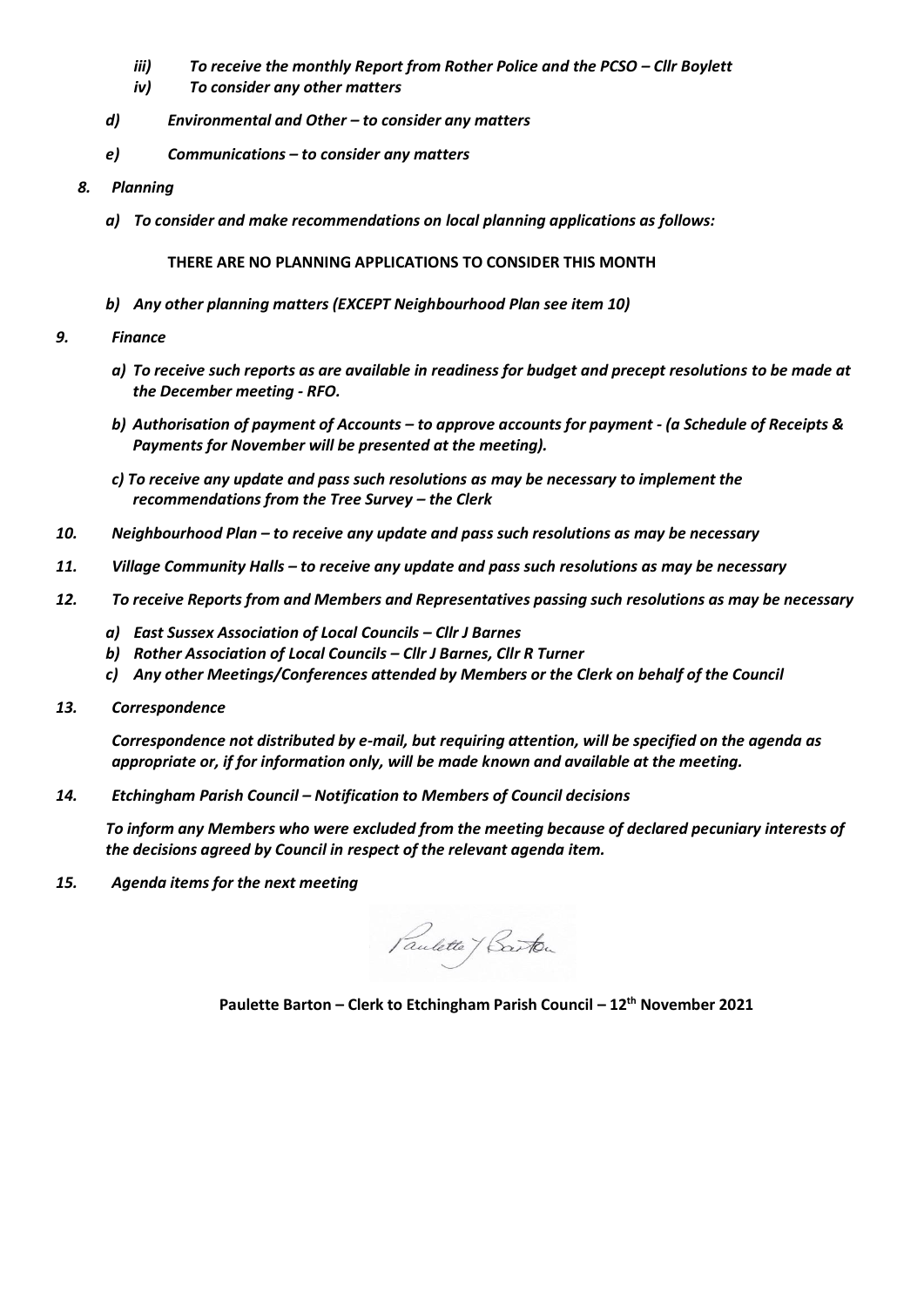- *iii) To receive the monthly Report from Rother Police and the PCSO – Cllr Boylett*
   - *iv) To consider any other matters*

   *d) Environmental and Other – to consider any matters*

   *e) Communications – to consider any matters*

*8. Planning*

   *a) To consider and make recommendations on local planning applications as follows:*

   **THERE ARE NO PLANNING APPLICATIONS TO CONSIDER THIS MONTH**

   *b) Any other planning matters (EXCEPT Neighbourhood Plan see item 10)*

*9. Finance*

   *a) To receive such reports as are available in readiness for budget and precept resolutions to be made at the December meeting - RFO.*

   *b) Authorisation of payment of Accounts – to approve accounts for payment - (a Schedule of Receipts & Payments for November will be presented at the meeting).*

   *c) To receive any update and pass such resolutions as may be necessary to implement the recommendations from the Tree Survey – the Clerk*

*10. Neighbourhood Plan – to receive any update and pass such resolutions as may be necessary*

*11. Village Community Halls – to receive any update and pass such resolutions as may be necessary*

*12. To receive Reports from and Members and Representatives passing such resolutions as may be necessary*

   *a) East Sussex Association of Local Councils – Cllr J Barnes*
   *b) Rother Association of Local Councils – Cllr J Barnes, Cllr R Turner*
   *c) Any other Meetings/Conferences attended by Members or the Clerk on behalf of the Council*

*13. Correspondence*

   *Correspondence not distributed by e-mail, but requiring attention, will be specified on the agenda as appropriate or, if for information only, will be made known and available at the meeting.*

*14. Etchingham Parish Council – Notification to Members of Council decisions*

   *To inform any Members who were excluded from the meeting because of declared pecuniary interests of the decisions agreed by Council in respect of the relevant agenda item.*

*15. Agenda items for the next meeting*

Paulette J Barton

**Paulette Barton – Clerk to Etchingham Parish Council – 12th November 2021**